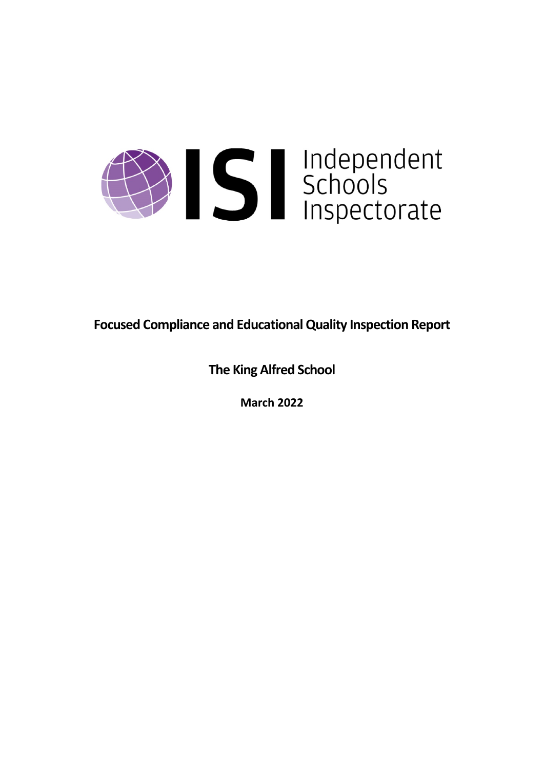Independent Schools Inspectorate

# Focused Compliance and Educational Quality Inspection Report

## The King Alfred School

**March 2022**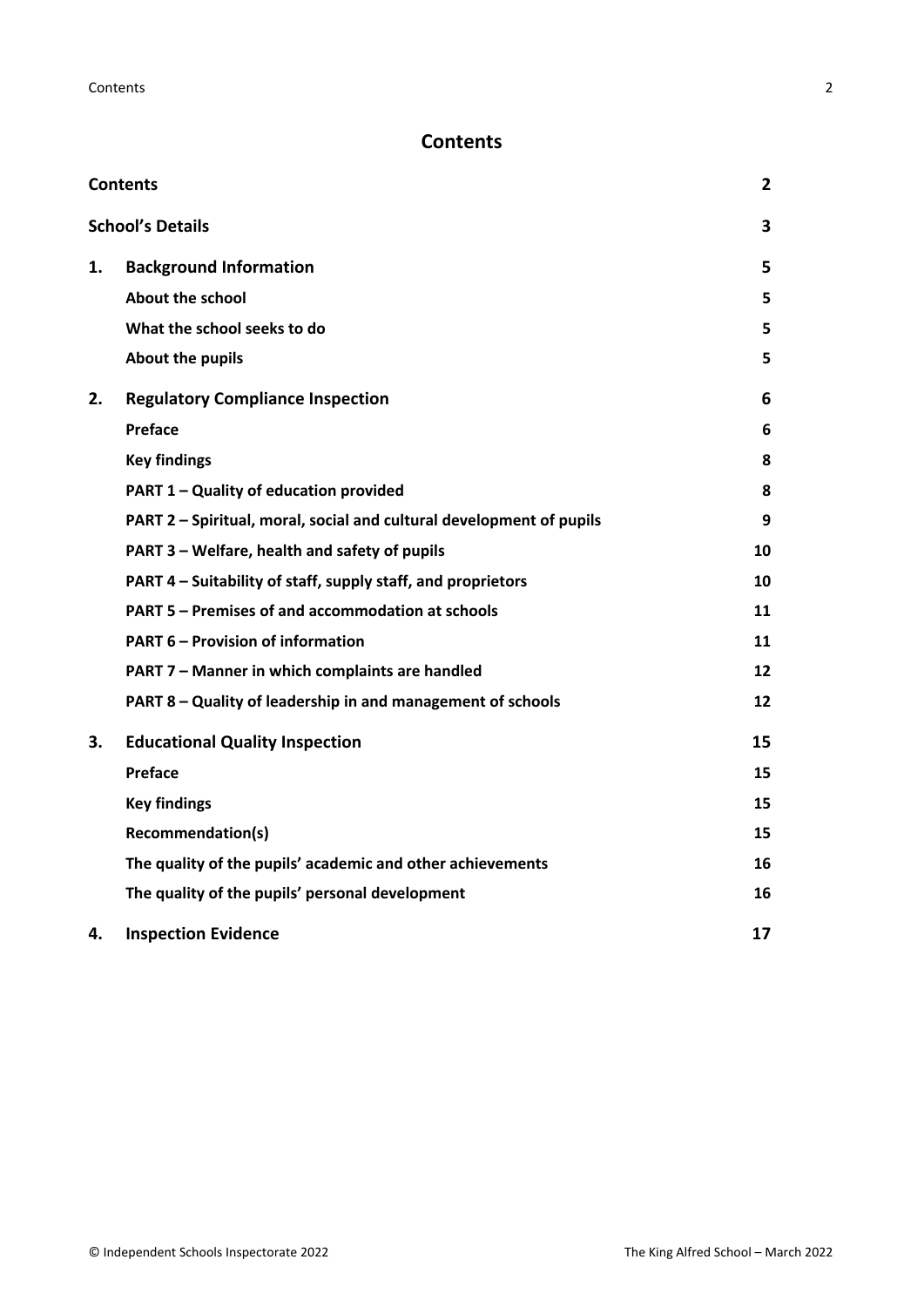## Contents

| | | |
|---|---|---|
| **Contents** | | **2** |
| **School's Details** | | **3** |
| **1.** | **Background Information** | **5** |
| | **About the school** | **5** |
| | **What the school seeks to do** | **5** |
| | **About the pupils** | **5** |
| **2.** | **Regulatory Compliance Inspection** | **6** |
| | **Preface** | **6** |
| | **Key findings** | **8** |
| | **PART 1 – Quality of education provided** | **8** |
| | **PART 2 – Spiritual, moral, social and cultural development of pupils** | **9** |
| | **PART 3 – Welfare, health and safety of pupils** | **10** |
| | **PART 4 – Suitability of staff, supply staff, and proprietors** | **10** |
| | **PART 5 – Premises of and accommodation at schools** | **11** |
| | **PART 6 – Provision of information** | **11** |
| | **PART 7 – Manner in which complaints are handled** | **12** |
| | **PART 8 – Quality of leadership in and management of schools** | **12** |
| **3.** | **Educational Quality Inspection** | **15** |
| | **Preface** | **15** |
| | **Key findings** | **15** |
| | **Recommendation(s)** | **15** |
| | **The quality of the pupils' academic and other achievements** | **16** |
| | **The quality of the pupils' personal development** | **16** |
| **4.** | **Inspection Evidence** | **17** |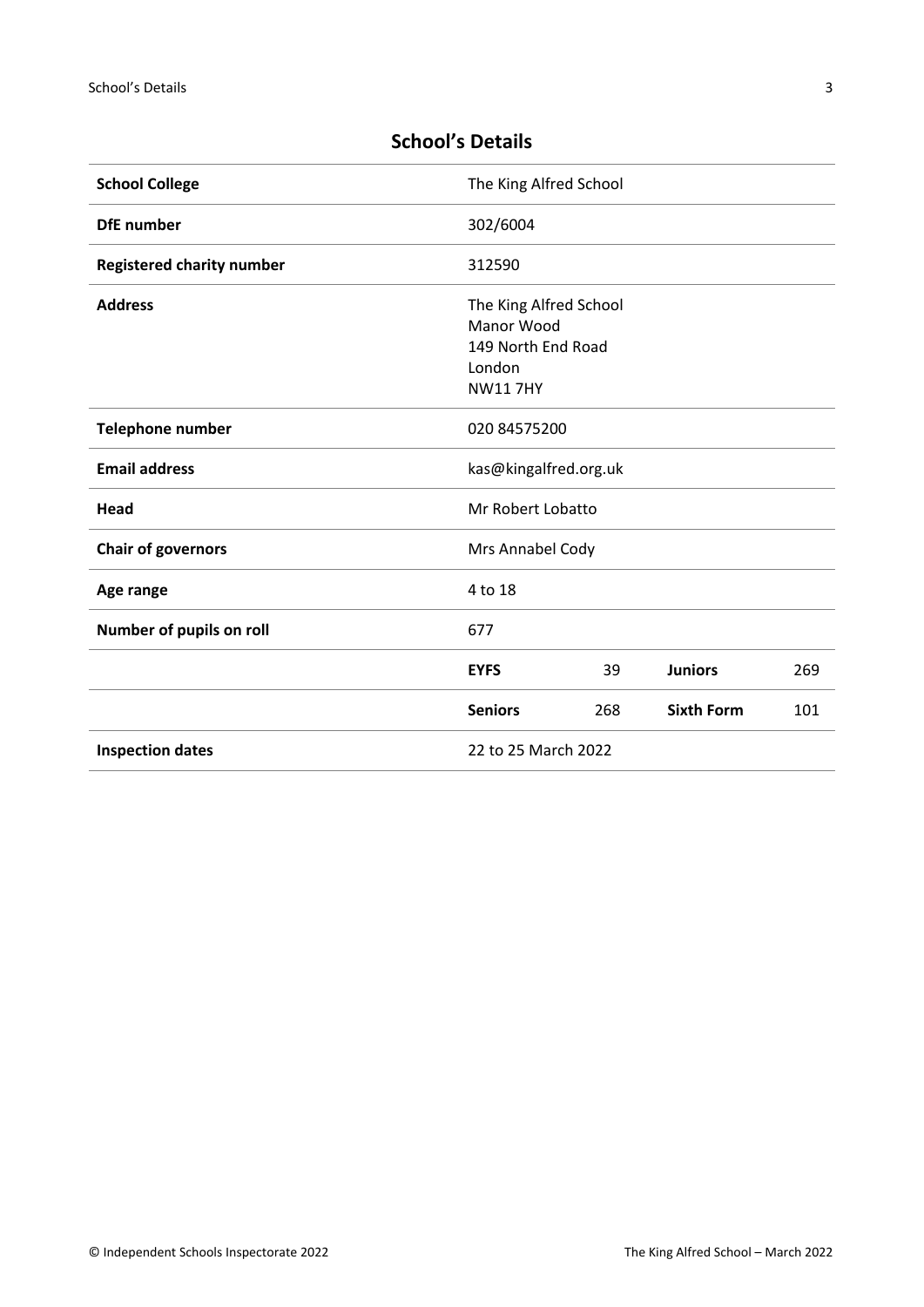## School's Details

| | | | | |
|---|---|---|---|---|
| **School College** | The King Alfred School | | | |
| **DfE number** | 302/6004 | | | |
| **Registered charity number** | 312590 | | | |
| **Address** | The King Alfred School<br>Manor Wood<br>149 North End Road<br>London<br>NW11 7HY | | | |
| **Telephone number** | 020 84575200 | | | |
| **Email address** | kas@kingalfred.org.uk | | | |
| **Head** | Mr Robert Lobatto | | | |
| **Chair of governors** | Mrs Annabel Cody | | | |
| **Age range** | 4 to 18 | | | |
| **Number of pupils on roll** | 677 | | | |
| | **EYFS** | 39 | **Juniors** | 269 |
| | **Seniors** | 268 | **Sixth Form** | 101 |
| **Inspection dates** | 22 to 25 March 2022 | | | |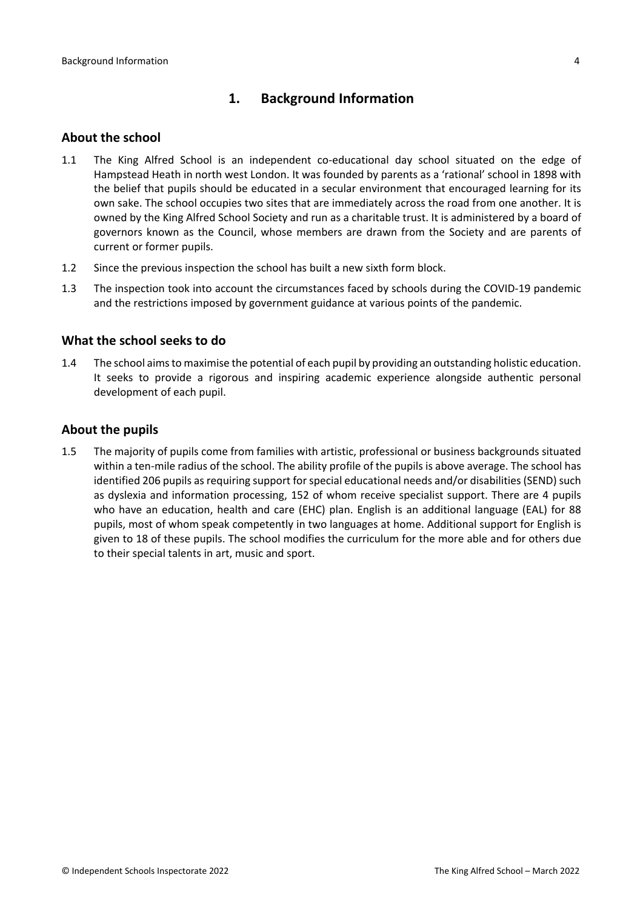# 1. Background Information

## About the school

1.1 The King Alfred School is an independent co-educational day school situated on the edge of Hampstead Heath in north west London. It was founded by parents as a 'rational' school in 1898 with the belief that pupils should be educated in a secular environment that encouraged learning for its own sake. The school occupies two sites that are immediately across the road from one another. It is owned by the King Alfred School Society and run as a charitable trust. It is administered by a board of governors known as the Council, whose members are drawn from the Society and are parents of current or former pupils.

1.2 Since the previous inspection the school has built a new sixth form block.

1.3 The inspection took into account the circumstances faced by schools during the COVID-19 pandemic and the restrictions imposed by government guidance at various points of the pandemic.

## What the school seeks to do

1.4 The school aims to maximise the potential of each pupil by providing an outstanding holistic education. It seeks to provide a rigorous and inspiring academic experience alongside authentic personal development of each pupil.

## About the pupils

1.5 The majority of pupils come from families with artistic, professional or business backgrounds situated within a ten-mile radius of the school. The ability profile of the pupils is above average. The school has identified 206 pupils as requiring support for special educational needs and/or disabilities (SEND) such as dyslexia and information processing, 152 of whom receive specialist support. There are 4 pupils who have an education, health and care (EHC) plan. English is an additional language (EAL) for 88 pupils, most of whom speak competently in two languages at home. Additional support for English is given to 18 of these pupils. The school modifies the curriculum for the more able and for others due to their special talents in art, music and sport.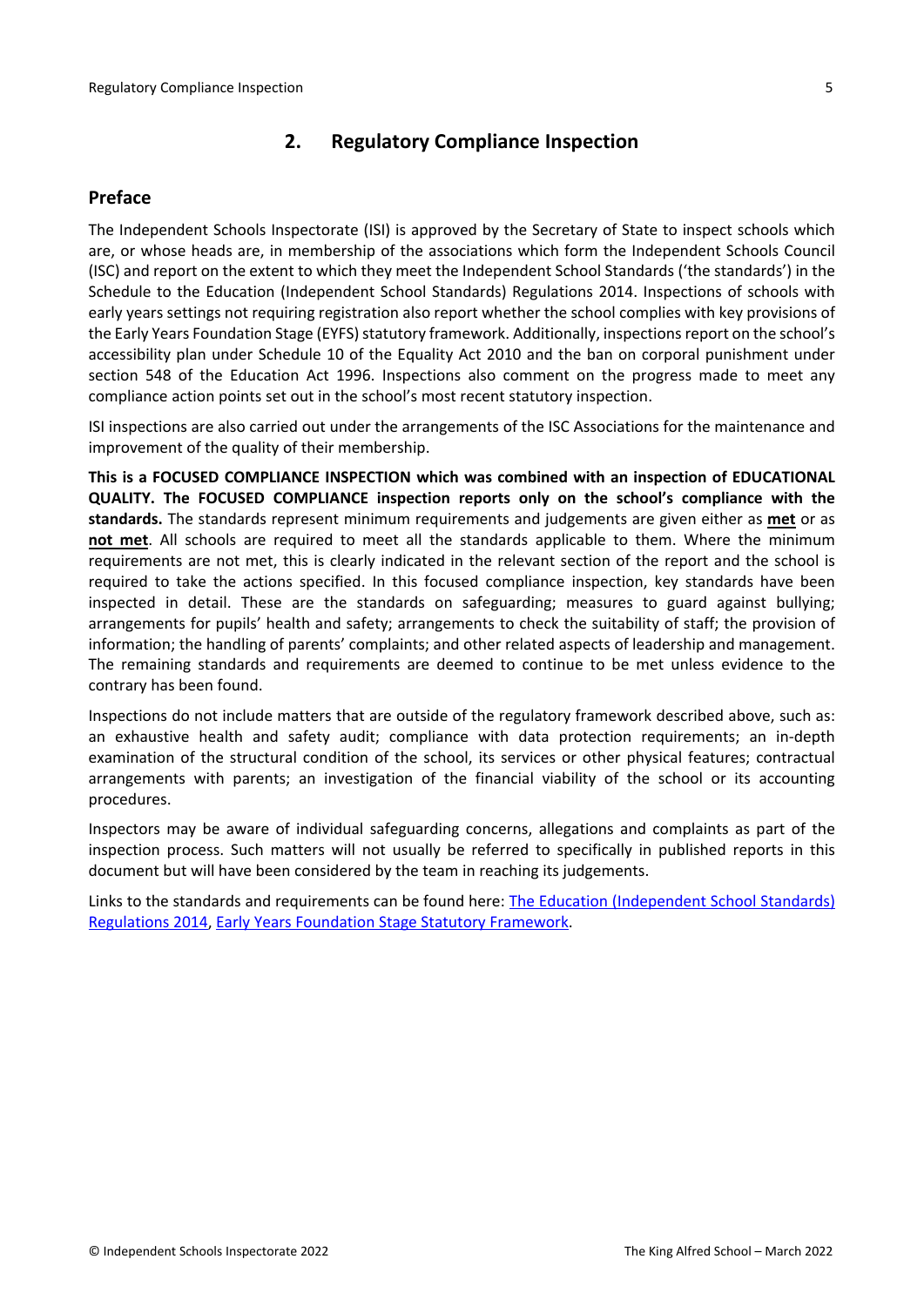## 2. Regulatory Compliance Inspection

### Preface

The Independent Schools Inspectorate (ISI) is approved by the Secretary of State to inspect schools which are, or whose heads are, in membership of the associations which form the Independent Schools Council (ISC) and report on the extent to which they meet the Independent School Standards ('the standards') in the Schedule to the Education (Independent School Standards) Regulations 2014. Inspections of schools with early years settings not requiring registration also report whether the school complies with key provisions of the Early Years Foundation Stage (EYFS) statutory framework. Additionally, inspections report on the school's accessibility plan under Schedule 10 of the Equality Act 2010 and the ban on corporal punishment under section 548 of the Education Act 1996. Inspections also comment on the progress made to meet any compliance action points set out in the school's most recent statutory inspection.

ISI inspections are also carried out under the arrangements of the ISC Associations for the maintenance and improvement of the quality of their membership.

**This is a FOCUSED COMPLIANCE INSPECTION which was combined with an inspection of EDUCATIONAL QUALITY. The FOCUSED COMPLIANCE inspection reports only on the school's compliance with the standards.** The standards represent minimum requirements and judgements are given either as **met** or as **not met**. All schools are required to meet all the standards applicable to them. Where the minimum requirements are not met, this is clearly indicated in the relevant section of the report and the school is required to take the actions specified. In this focused compliance inspection, key standards have been inspected in detail. These are the standards on safeguarding; measures to guard against bullying; arrangements for pupils' health and safety; arrangements to check the suitability of staff; the provision of information; the handling of parents' complaints; and other related aspects of leadership and management. The remaining standards and requirements are deemed to continue to be met unless evidence to the contrary has been found.

Inspections do not include matters that are outside of the regulatory framework described above, such as: an exhaustive health and safety audit; compliance with data protection requirements; an in-depth examination of the structural condition of the school, its services or other physical features; contractual arrangements with parents; an investigation of the financial viability of the school or its accounting procedures.

Inspectors may be aware of individual safeguarding concerns, allegations and complaints as part of the inspection process. Such matters will not usually be referred to specifically in published reports in this document but will have been considered by the team in reaching its judgements.

Links to the standards and requirements can be found here: The Education (Independent School Standards) Regulations 2014, Early Years Foundation Stage Statutory Framework.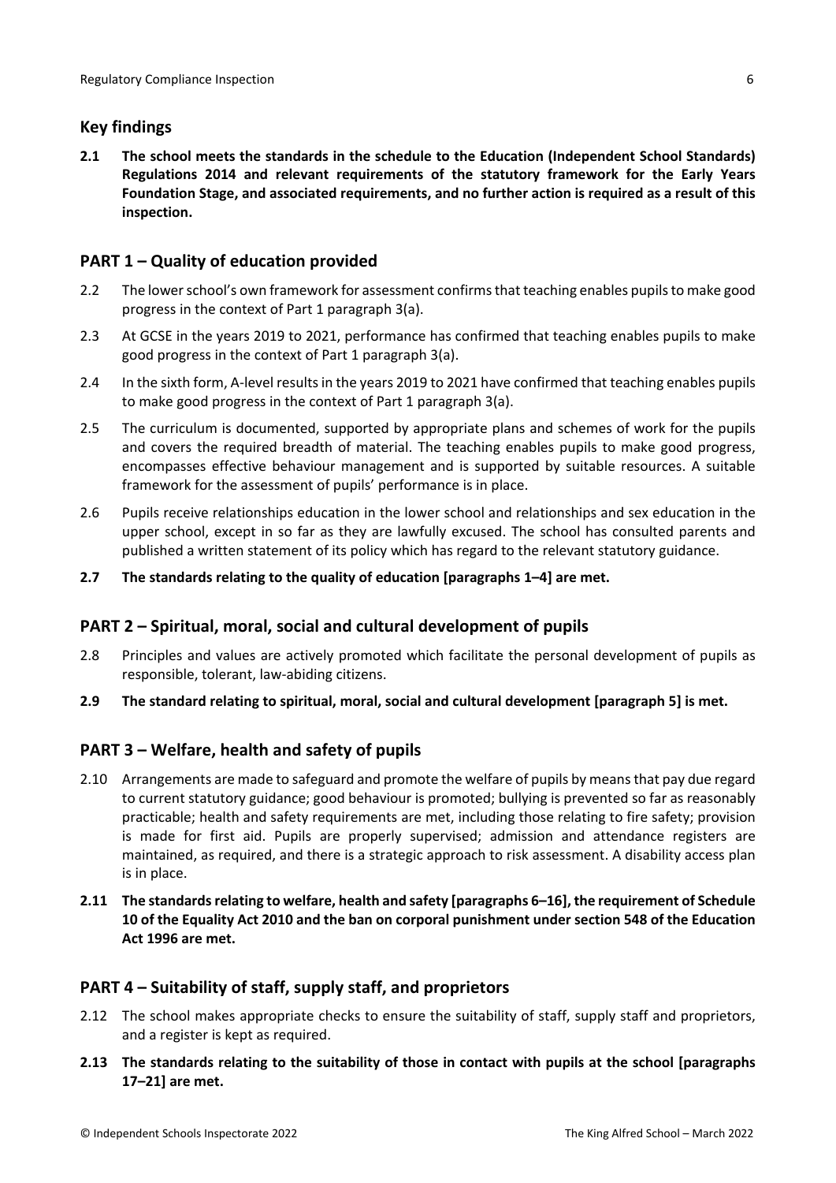## Key findings

**2.1 The school meets the standards in the schedule to the Education (Independent School Standards) Regulations 2014 and relevant requirements of the statutory framework for the Early Years Foundation Stage, and associated requirements, and no further action is required as a result of this inspection.**

## PART 1 – Quality of education provided

2.2 The lower school's own framework for assessment confirms that teaching enables pupils to make good progress in the context of Part 1 paragraph 3(a).

2.3 At GCSE in the years 2019 to 2021, performance has confirmed that teaching enables pupils to make good progress in the context of Part 1 paragraph 3(a).

2.4 In the sixth form, A-level results in the years 2019 to 2021 have confirmed that teaching enables pupils to make good progress in the context of Part 1 paragraph 3(a).

2.5 The curriculum is documented, supported by appropriate plans and schemes of work for the pupils and covers the required breadth of material. The teaching enables pupils to make good progress, encompasses effective behaviour management and is supported by suitable resources. A suitable framework for the assessment of pupils' performance is in place.

2.6 Pupils receive relationships education in the lower school and relationships and sex education in the upper school, except in so far as they are lawfully excused. The school has consulted parents and published a written statement of its policy which has regard to the relevant statutory guidance.

**2.7 The standards relating to the quality of education [paragraphs 1–4] are met.**

## PART 2 – Spiritual, moral, social and cultural development of pupils

2.8 Principles and values are actively promoted which facilitate the personal development of pupils as responsible, tolerant, law-abiding citizens.

**2.9 The standard relating to spiritual, moral, social and cultural development [paragraph 5] is met.**

## PART 3 – Welfare, health and safety of pupils

2.10 Arrangements are made to safeguard and promote the welfare of pupils by means that pay due regard to current statutory guidance; good behaviour is promoted; bullying is prevented so far as reasonably practicable; health and safety requirements are met, including those relating to fire safety; provision is made for first aid. Pupils are properly supervised; admission and attendance registers are maintained, as required, and there is a strategic approach to risk assessment. A disability access plan is in place.

**2.11 The standards relating to welfare, health and safety [paragraphs 6–16], the requirement of Schedule 10 of the Equality Act 2010 and the ban on corporal punishment under section 548 of the Education Act 1996 are met.**

## PART 4 – Suitability of staff, supply staff, and proprietors

2.12 The school makes appropriate checks to ensure the suitability of staff, supply staff and proprietors, and a register is kept as required.

**2.13 The standards relating to the suitability of those in contact with pupils at the school [paragraphs 17–21] are met.**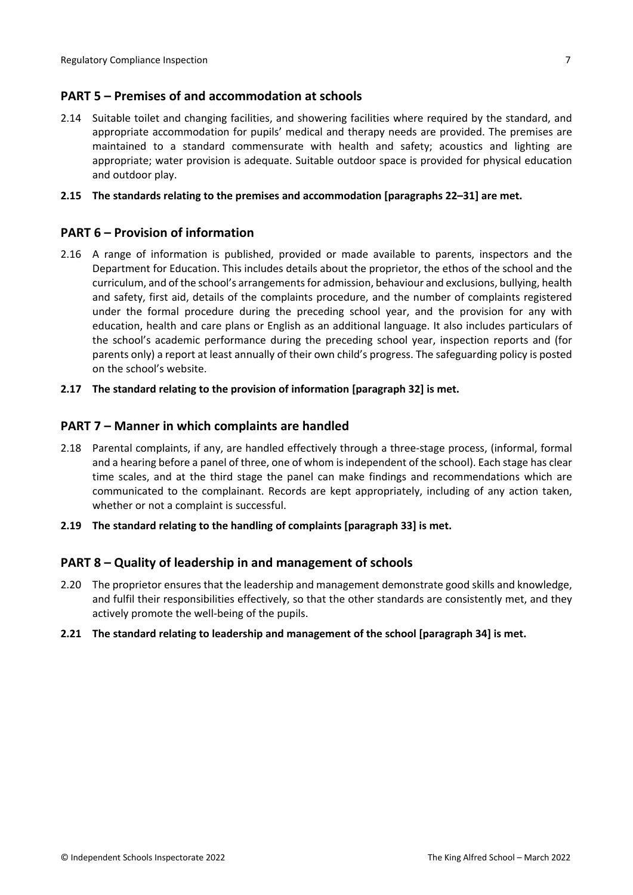## PART 5 – Premises of and accommodation at schools

2.14 Suitable toilet and changing facilities, and showering facilities where required by the standard, and appropriate accommodation for pupils' medical and therapy needs are provided. The premises are maintained to a standard commensurate with health and safety; acoustics and lighting are appropriate; water provision is adequate. Suitable outdoor space is provided for physical education and outdoor play.

**2.15 The standards relating to the premises and accommodation [paragraphs 22–31] are met.**

## PART 6 – Provision of information

2.16 A range of information is published, provided or made available to parents, inspectors and the Department for Education. This includes details about the proprietor, the ethos of the school and the curriculum, and of the school's arrangements for admission, behaviour and exclusions, bullying, health and safety, first aid, details of the complaints procedure, and the number of complaints registered under the formal procedure during the preceding school year, and the provision for any with education, health and care plans or English as an additional language. It also includes particulars of the school's academic performance during the preceding school year, inspection reports and (for parents only) a report at least annually of their own child's progress. The safeguarding policy is posted on the school's website.

**2.17 The standard relating to the provision of information [paragraph 32] is met.**

## PART 7 – Manner in which complaints are handled

2.18 Parental complaints, if any, are handled effectively through a three-stage process, (informal, formal and a hearing before a panel of three, one of whom is independent of the school). Each stage has clear time scales, and at the third stage the panel can make findings and recommendations which are communicated to the complainant. Records are kept appropriately, including of any action taken, whether or not a complaint is successful.

**2.19 The standard relating to the handling of complaints [paragraph 33] is met.**

## PART 8 – Quality of leadership in and management of schools

2.20 The proprietor ensures that the leadership and management demonstrate good skills and knowledge, and fulfil their responsibilities effectively, so that the other standards are consistently met, and they actively promote the well-being of the pupils.

**2.21 The standard relating to leadership and management of the school [paragraph 34] is met.**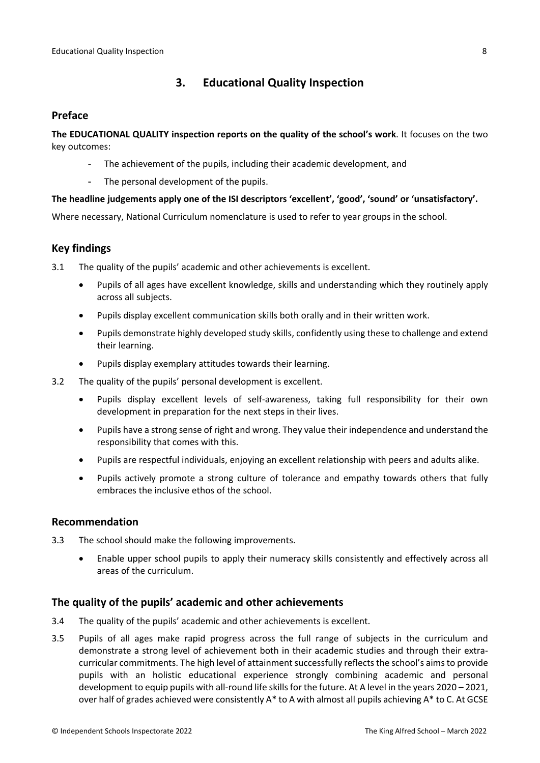## 3. Educational Quality Inspection

### Preface

**The EDUCATIONAL QUALITY inspection reports on the quality of the school's work**. It focuses on the two key outcomes:

- The achievement of the pupils, including their academic development, and
- The personal development of the pupils.

**The headline judgements apply one of the ISI descriptors 'excellent', 'good', 'sound' or 'unsatisfactory'.**

Where necessary, National Curriculum nomenclature is used to refer to year groups in the school.

### Key findings

3.1 The quality of the pupils' academic and other achievements is excellent.

- Pupils of all ages have excellent knowledge, skills and understanding which they routinely apply across all subjects.
- Pupils display excellent communication skills both orally and in their written work.
- Pupils demonstrate highly developed study skills, confidently using these to challenge and extend their learning.
- Pupils display exemplary attitudes towards their learning.

3.2 The quality of the pupils' personal development is excellent.

- Pupils display excellent levels of self-awareness, taking full responsibility for their own development in preparation for the next steps in their lives.
- Pupils have a strong sense of right and wrong. They value their independence and understand the responsibility that comes with this.
- Pupils are respectful individuals, enjoying an excellent relationship with peers and adults alike.
- Pupils actively promote a strong culture of tolerance and empathy towards others that fully embraces the inclusive ethos of the school.

### Recommendation

3.3 The school should make the following improvements.

- Enable upper school pupils to apply their numeracy skills consistently and effectively across all areas of the curriculum.

### The quality of the pupils' academic and other achievements

3.4 The quality of the pupils' academic and other achievements is excellent.

3.5 Pupils of all ages make rapid progress across the full range of subjects in the curriculum and demonstrate a strong level of achievement both in their academic studies and through their extra-curricular commitments. The high level of attainment successfully reflects the school's aims to provide pupils with an holistic educational experience strongly combining academic and personal development to equip pupils with all-round life skills for the future. At A level in the years 2020 – 2021, over half of grades achieved were consistently A* to A with almost all pupils achieving A* to C. At GCSE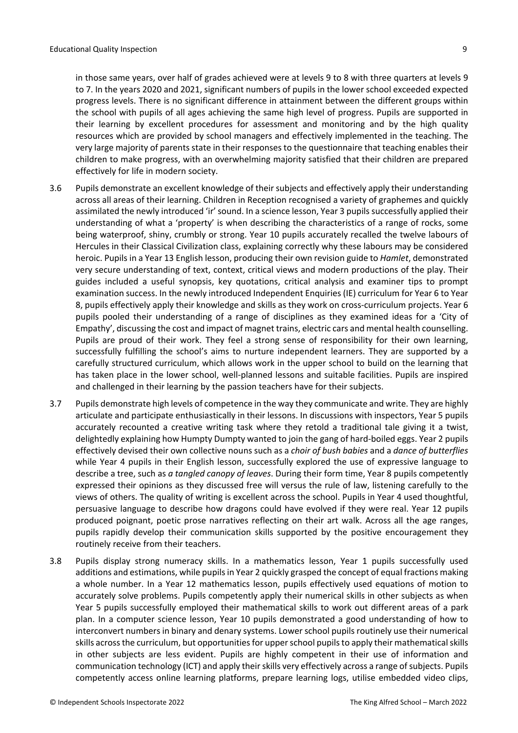in those same years, over half of grades achieved were at levels 9 to 8 with three quarters at levels 9 to 7. In the years 2020 and 2021, significant numbers of pupils in the lower school exceeded expected progress levels. There is no significant difference in attainment between the different groups within the school with pupils of all ages achieving the same high level of progress. Pupils are supported in their learning by excellent procedures for assessment and monitoring and by the high quality resources which are provided by school managers and effectively implemented in the teaching. The very large majority of parents state in their responses to the questionnaire that teaching enables their children to make progress, with an overwhelming majority satisfied that their children are prepared effectively for life in modern society.

3.6 Pupils demonstrate an excellent knowledge of their subjects and effectively apply their understanding across all areas of their learning. Children in Reception recognised a variety of graphemes and quickly assimilated the newly introduced 'ir' sound. In a science lesson, Year 3 pupils successfully applied their understanding of what a 'property' is when describing the characteristics of a range of rocks, some being waterproof, shiny, crumbly or strong. Year 10 pupils accurately recalled the twelve labours of Hercules in their Classical Civilization class, explaining correctly why these labours may be considered heroic. Pupils in a Year 13 English lesson, producing their own revision guide to *Hamlet*, demonstrated very secure understanding of text, context, critical views and modern productions of the play. Their guides included a useful synopsis, key quotations, critical analysis and examiner tips to prompt examination success. In the newly introduced Independent Enquiries (IE) curriculum for Year 6 to Year 8, pupils effectively apply their knowledge and skills as they work on cross-curriculum projects. Year 6 pupils pooled their understanding of a range of disciplines as they examined ideas for a 'City of Empathy', discussing the cost and impact of magnet trains, electric cars and mental health counselling. Pupils are proud of their work. They feel a strong sense of responsibility for their own learning, successfully fulfilling the school's aims to nurture independent learners. They are supported by a carefully structured curriculum, which allows work in the upper school to build on the learning that has taken place in the lower school, well-planned lessons and suitable facilities. Pupils are inspired and challenged in their learning by the passion teachers have for their subjects.

3.7 Pupils demonstrate high levels of competence in the way they communicate and write. They are highly articulate and participate enthusiastically in their lessons. In discussions with inspectors, Year 5 pupils accurately recounted a creative writing task where they retold a traditional tale giving it a twist, delightedly explaining how Humpty Dumpty wanted to join the gang of hard-boiled eggs. Year 2 pupils effectively devised their own collective nouns such as a *choir of bush babies* and a *dance of butterflies* while Year 4 pupils in their English lesson, successfully explored the use of expressive language to describe a tree, such as *a tangled canopy of leaves*. During their form time, Year 8 pupils competently expressed their opinions as they discussed free will versus the rule of law, listening carefully to the views of others. The quality of writing is excellent across the school. Pupils in Year 4 used thoughtful, persuasive language to describe how dragons could have evolved if they were real. Year 12 pupils produced poignant, poetic prose narratives reflecting on their art walk. Across all the age ranges, pupils rapidly develop their communication skills supported by the positive encouragement they routinely receive from their teachers.

3.8 Pupils display strong numeracy skills. In a mathematics lesson, Year 1 pupils successfully used additions and estimations, while pupils in Year 2 quickly grasped the concept of equal fractions making a whole number. In a Year 12 mathematics lesson, pupils effectively used equations of motion to accurately solve problems. Pupils competently apply their numerical skills in other subjects as when Year 5 pupils successfully employed their mathematical skills to work out different areas of a park plan. In a computer science lesson, Year 10 pupils demonstrated a good understanding of how to interconvert numbers in binary and denary systems. Lower school pupils routinely use their numerical skills across the curriculum, but opportunities for upper school pupils to apply their mathematical skills in other subjects are less evident. Pupils are highly competent in their use of information and communication technology (ICT) and apply their skills very effectively across a range of subjects. Pupils competently access online learning platforms, prepare learning logs, utilise embedded video clips,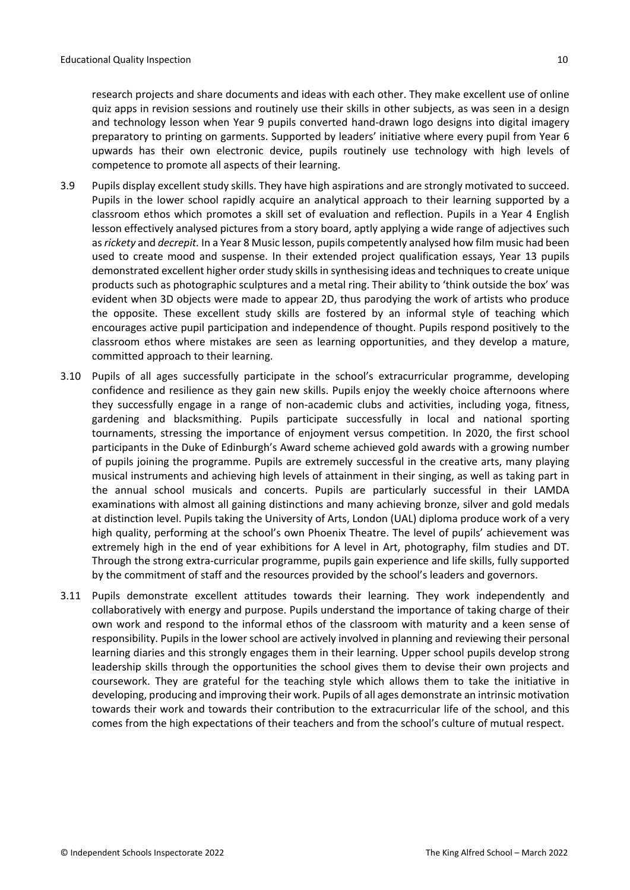research projects and share documents and ideas with each other. They make excellent use of online quiz apps in revision sessions and routinely use their skills in other subjects, as was seen in a design and technology lesson when Year 9 pupils converted hand-drawn logo designs into digital imagery preparatory to printing on garments. Supported by leaders' initiative where every pupil from Year 6 upwards has their own electronic device, pupils routinely use technology with high levels of competence to promote all aspects of their learning.

3.9 Pupils display excellent study skills. They have high aspirations and are strongly motivated to succeed. Pupils in the lower school rapidly acquire an analytical approach to their learning supported by a classroom ethos which promotes a skill set of evaluation and reflection. Pupils in a Year 4 English lesson effectively analysed pictures from a story board, aptly applying a wide range of adjectives such as *rickety* and *decrepit.* In a Year 8 Music lesson, pupils competently analysed how film music had been used to create mood and suspense. In their extended project qualification essays, Year 13 pupils demonstrated excellent higher order study skills in synthesising ideas and techniques to create unique products such as photographic sculptures and a metal ring. Their ability to 'think outside the box' was evident when 3D objects were made to appear 2D, thus parodying the work of artists who produce the opposite. These excellent study skills are fostered by an informal style of teaching which encourages active pupil participation and independence of thought. Pupils respond positively to the classroom ethos where mistakes are seen as learning opportunities, and they develop a mature, committed approach to their learning.

3.10 Pupils of all ages successfully participate in the school's extracurricular programme, developing confidence and resilience as they gain new skills. Pupils enjoy the weekly choice afternoons where they successfully engage in a range of non-academic clubs and activities, including yoga, fitness, gardening and blacksmithing. Pupils participate successfully in local and national sporting tournaments, stressing the importance of enjoyment versus competition. In 2020, the first school participants in the Duke of Edinburgh's Award scheme achieved gold awards with a growing number of pupils joining the programme. Pupils are extremely successful in the creative arts, many playing musical instruments and achieving high levels of attainment in their singing, as well as taking part in the annual school musicals and concerts. Pupils are particularly successful in their LAMDA examinations with almost all gaining distinctions and many achieving bronze, silver and gold medals at distinction level. Pupils taking the University of Arts, London (UAL) diploma produce work of a very high quality, performing at the school's own Phoenix Theatre. The level of pupils' achievement was extremely high in the end of year exhibitions for A level in Art, photography, film studies and DT. Through the strong extra-curricular programme, pupils gain experience and life skills, fully supported by the commitment of staff and the resources provided by the school's leaders and governors.

3.11 Pupils demonstrate excellent attitudes towards their learning. They work independently and collaboratively with energy and purpose. Pupils understand the importance of taking charge of their own work and respond to the informal ethos of the classroom with maturity and a keen sense of responsibility. Pupils in the lower school are actively involved in planning and reviewing their personal learning diaries and this strongly engages them in their learning. Upper school pupils develop strong leadership skills through the opportunities the school gives them to devise their own projects and coursework. They are grateful for the teaching style which allows them to take the initiative in developing, producing and improving their work. Pupils of all ages demonstrate an intrinsic motivation towards their work and towards their contribution to the extracurricular life of the school, and this comes from the high expectations of their teachers and from the school's culture of mutual respect.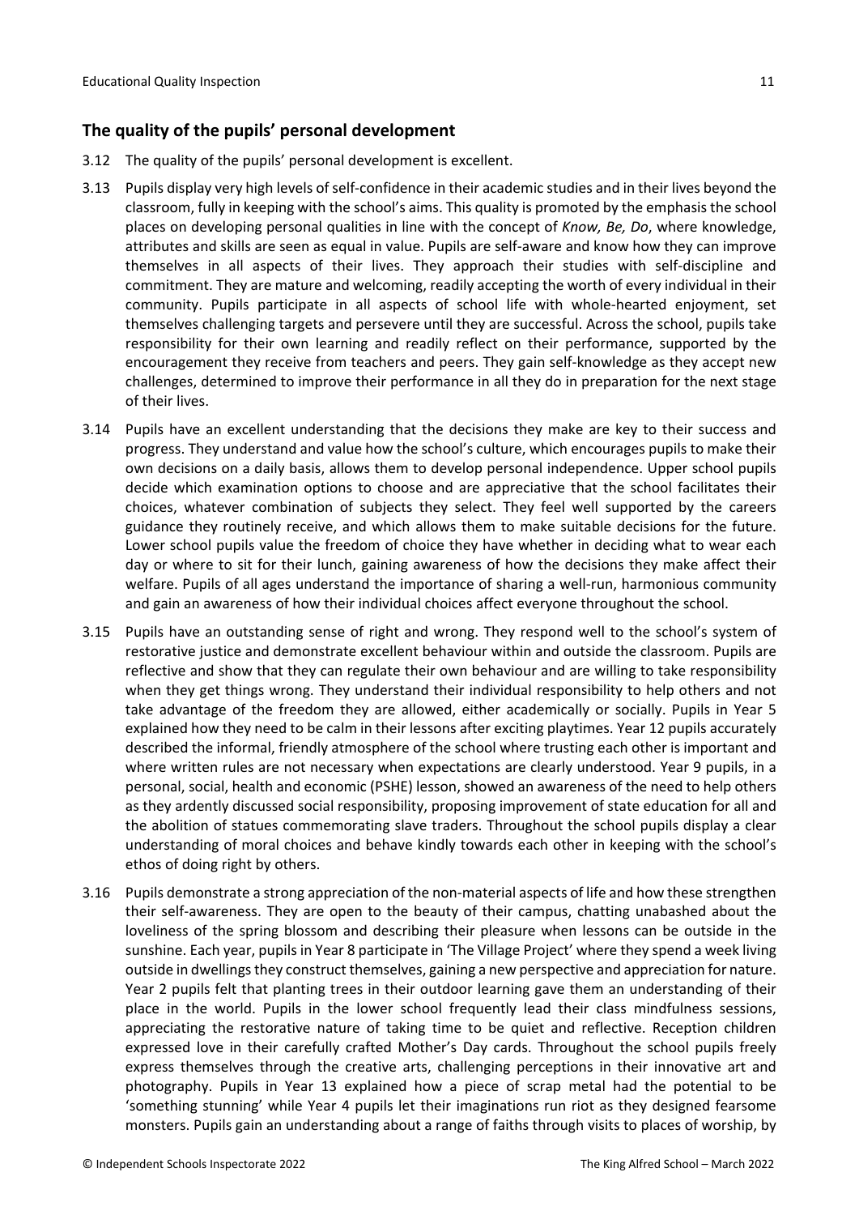## The quality of the pupils' personal development

3.12 The quality of the pupils' personal development is excellent.

3.13 Pupils display very high levels of self-confidence in their academic studies and in their lives beyond the classroom, fully in keeping with the school's aims. This quality is promoted by the emphasis the school places on developing personal qualities in line with the concept of *Know, Be, Do*, where knowledge, attributes and skills are seen as equal in value. Pupils are self-aware and know how they can improve themselves in all aspects of their lives. They approach their studies with self-discipline and commitment. They are mature and welcoming, readily accepting the worth of every individual in their community. Pupils participate in all aspects of school life with whole-hearted enjoyment, set themselves challenging targets and persevere until they are successful. Across the school, pupils take responsibility for their own learning and readily reflect on their performance, supported by the encouragement they receive from teachers and peers. They gain self-knowledge as they accept new challenges, determined to improve their performance in all they do in preparation for the next stage of their lives.

3.14 Pupils have an excellent understanding that the decisions they make are key to their success and progress. They understand and value how the school's culture, which encourages pupils to make their own decisions on a daily basis, allows them to develop personal independence. Upper school pupils decide which examination options to choose and are appreciative that the school facilitates their choices, whatever combination of subjects they select. They feel well supported by the careers guidance they routinely receive, and which allows them to make suitable decisions for the future. Lower school pupils value the freedom of choice they have whether in deciding what to wear each day or where to sit for their lunch, gaining awareness of how the decisions they make affect their welfare. Pupils of all ages understand the importance of sharing a well-run, harmonious community and gain an awareness of how their individual choices affect everyone throughout the school.

3.15 Pupils have an outstanding sense of right and wrong. They respond well to the school's system of restorative justice and demonstrate excellent behaviour within and outside the classroom. Pupils are reflective and show that they can regulate their own behaviour and are willing to take responsibility when they get things wrong. They understand their individual responsibility to help others and not take advantage of the freedom they are allowed, either academically or socially. Pupils in Year 5 explained how they need to be calm in their lessons after exciting playtimes. Year 12 pupils accurately described the informal, friendly atmosphere of the school where trusting each other is important and where written rules are not necessary when expectations are clearly understood. Year 9 pupils, in a personal, social, health and economic (PSHE) lesson, showed an awareness of the need to help others as they ardently discussed social responsibility, proposing improvement of state education for all and the abolition of statues commemorating slave traders. Throughout the school pupils display a clear understanding of moral choices and behave kindly towards each other in keeping with the school's ethos of doing right by others.

3.16 Pupils demonstrate a strong appreciation of the non-material aspects of life and how these strengthen their self-awareness. They are open to the beauty of their campus, chatting unabashed about the loveliness of the spring blossom and describing their pleasure when lessons can be outside in the sunshine. Each year, pupils in Year 8 participate in 'The Village Project' where they spend a week living outside in dwellings they construct themselves, gaining a new perspective and appreciation for nature. Year 2 pupils felt that planting trees in their outdoor learning gave them an understanding of their place in the world. Pupils in the lower school frequently lead their class mindfulness sessions, appreciating the restorative nature of taking time to be quiet and reflective. Reception children expressed love in their carefully crafted Mother's Day cards. Throughout the school pupils freely express themselves through the creative arts, challenging perceptions in their innovative art and photography. Pupils in Year 13 explained how a piece of scrap metal had the potential to be 'something stunning' while Year 4 pupils let their imaginations run riot as they designed fearsome monsters. Pupils gain an understanding about a range of faiths through visits to places of worship, by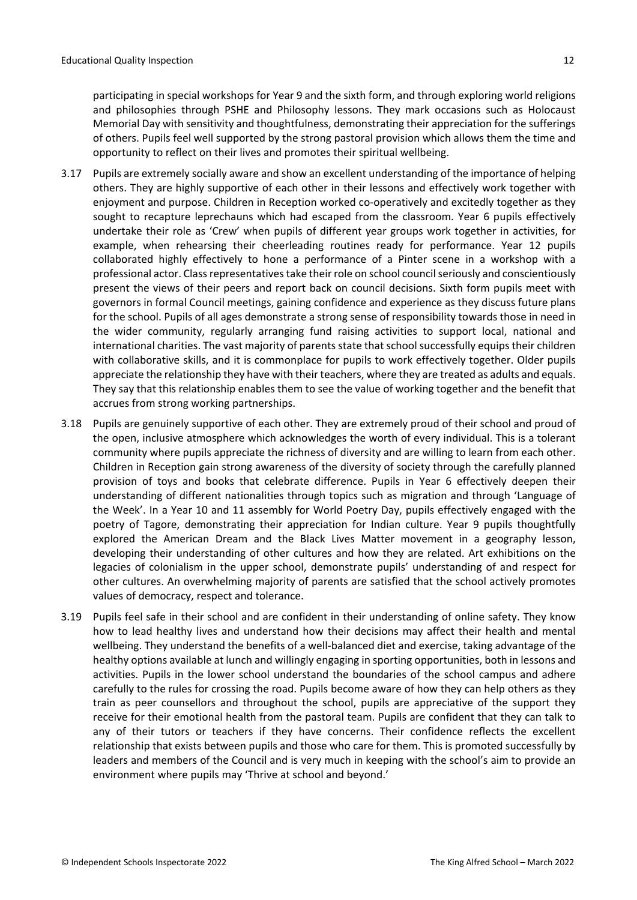participating in special workshops for Year 9 and the sixth form, and through exploring world religions and philosophies through PSHE and Philosophy lessons. They mark occasions such as Holocaust Memorial Day with sensitivity and thoughtfulness, demonstrating their appreciation for the sufferings of others. Pupils feel well supported by the strong pastoral provision which allows them the time and opportunity to reflect on their lives and promotes their spiritual wellbeing.

3.17 Pupils are extremely socially aware and show an excellent understanding of the importance of helping others. They are highly supportive of each other in their lessons and effectively work together with enjoyment and purpose. Children in Reception worked co-operatively and excitedly together as they sought to recapture leprechauns which had escaped from the classroom. Year 6 pupils effectively undertake their role as 'Crew' when pupils of different year groups work together in activities, for example, when rehearsing their cheerleading routines ready for performance. Year 12 pupils collaborated highly effectively to hone a performance of a Pinter scene in a workshop with a professional actor. Class representatives take their role on school council seriously and conscientiously present the views of their peers and report back on council decisions. Sixth form pupils meet with governors in formal Council meetings, gaining confidence and experience as they discuss future plans for the school. Pupils of all ages demonstrate a strong sense of responsibility towards those in need in the wider community, regularly arranging fund raising activities to support local, national and international charities. The vast majority of parents state that school successfully equips their children with collaborative skills, and it is commonplace for pupils to work effectively together. Older pupils appreciate the relationship they have with their teachers, where they are treated as adults and equals. They say that this relationship enables them to see the value of working together and the benefit that accrues from strong working partnerships.

3.18 Pupils are genuinely supportive of each other. They are extremely proud of their school and proud of the open, inclusive atmosphere which acknowledges the worth of every individual. This is a tolerant community where pupils appreciate the richness of diversity and are willing to learn from each other. Children in Reception gain strong awareness of the diversity of society through the carefully planned provision of toys and books that celebrate difference. Pupils in Year 6 effectively deepen their understanding of different nationalities through topics such as migration and through 'Language of the Week'. In a Year 10 and 11 assembly for World Poetry Day, pupils effectively engaged with the poetry of Tagore, demonstrating their appreciation for Indian culture. Year 9 pupils thoughtfully explored the American Dream and the Black Lives Matter movement in a geography lesson, developing their understanding of other cultures and how they are related. Art exhibitions on the legacies of colonialism in the upper school, demonstrate pupils' understanding of and respect for other cultures. An overwhelming majority of parents are satisfied that the school actively promotes values of democracy, respect and tolerance.

3.19 Pupils feel safe in their school and are confident in their understanding of online safety. They know how to lead healthy lives and understand how their decisions may affect their health and mental wellbeing. They understand the benefits of a well-balanced diet and exercise, taking advantage of the healthy options available at lunch and willingly engaging in sporting opportunities, both in lessons and activities. Pupils in the lower school understand the boundaries of the school campus and adhere carefully to the rules for crossing the road. Pupils become aware of how they can help others as they train as peer counsellors and throughout the school, pupils are appreciative of the support they receive for their emotional health from the pastoral team. Pupils are confident that they can talk to any of their tutors or teachers if they have concerns. Their confidence reflects the excellent relationship that exists between pupils and those who care for them. This is promoted successfully by leaders and members of the Council and is very much in keeping with the school's aim to provide an environment where pupils may 'Thrive at school and beyond.'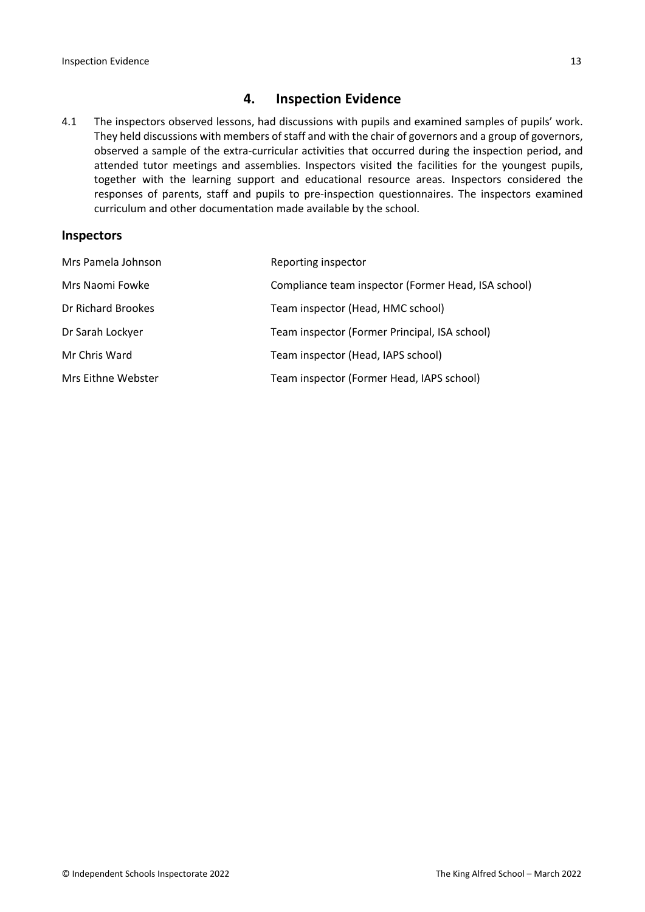# 4. Inspection Evidence

4.1 The inspectors observed lessons, had discussions with pupils and examined samples of pupils' work. They held discussions with members of staff and with the chair of governors and a group of governors, observed a sample of the extra-curricular activities that occurred during the inspection period, and attended tutor meetings and assemblies. Inspectors visited the facilities for the youngest pupils, together with the learning support and educational resource areas. Inspectors considered the responses of parents, staff and pupils to pre-inspection questionnaires. The inspectors examined curriculum and other documentation made available by the school.

## Inspectors

| | |
|---|---|
| Mrs Pamela Johnson | Reporting inspector |
| Mrs Naomi Fowke | Compliance team inspector (Former Head, ISA school) |
| Dr Richard Brookes | Team inspector (Head, HMC school) |
| Dr Sarah Lockyer | Team inspector (Former Principal, ISA school) |
| Mr Chris Ward | Team inspector (Head, IAPS school) |
| Mrs Eithne Webster | Team inspector (Former Head, IAPS school) |